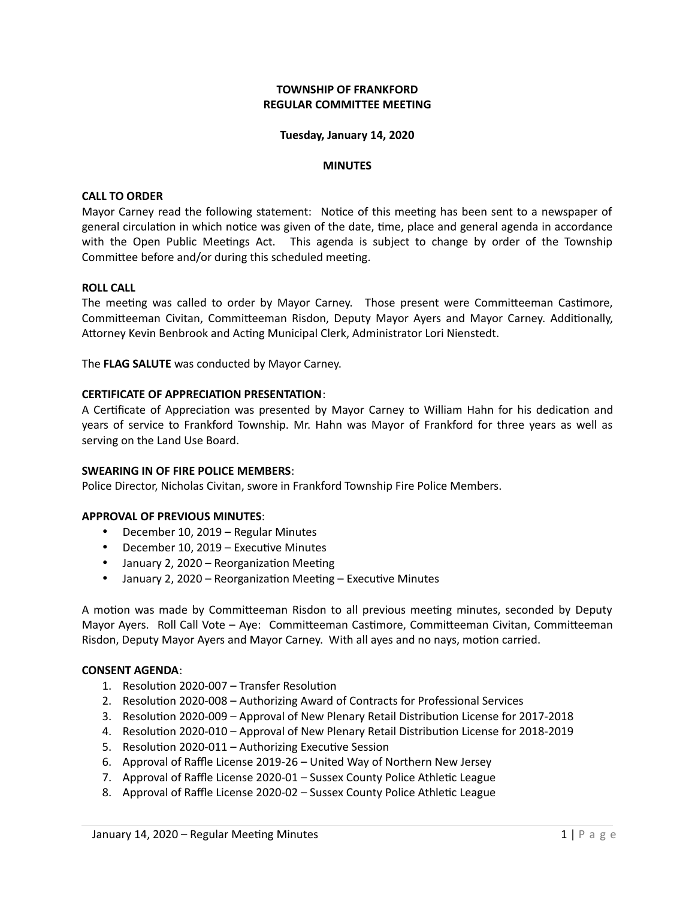# TOWNSHIP OF FRANKFORD
## REGULAR COMMITTEE MEETING

**Tuesday, January 14, 2020**

**MINUTES**

**CALL TO ORDER**

Mayor Carney read the following statement: Notice of this meeting has been sent to a newspaper of general circulation in which notice was given of the date, time, place and general agenda in accordance with the Open Public Meetings Act. This agenda is subject to change by order of the Township Committee before and/or during this scheduled meeting.

**ROLL CALL**

The meeting was called to order by Mayor Carney. Those present were Committeeman Castimore, Committeeman Civitan, Committeeman Risdon, Deputy Mayor Ayers and Mayor Carney. Additionally, Attorney Kevin Benbrook and Acting Municipal Clerk, Administrator Lori Nienstedt.

The **FLAG SALUTE** was conducted by Mayor Carney.

**CERTIFICATE OF APPRECIATION PRESENTATION**:

A Certificate of Appreciation was presented by Mayor Carney to William Hahn for his dedication and years of service to Frankford Township. Mr. Hahn was Mayor of Frankford for three years as well as serving on the Land Use Board.

**SWEARING IN OF FIRE POLICE MEMBERS**:

Police Director, Nicholas Civitan, swore in Frankford Township Fire Police Members.

**APPROVAL OF PREVIOUS MINUTES**:

- December 10, 2019 – Regular Minutes
- December 10, 2019 – Executive Minutes
- January 2, 2020 – Reorganization Meeting
- January 2, 2020 – Reorganization Meeting – Executive Minutes

A motion was made by Committeeman Risdon to all previous meeting minutes, seconded by Deputy Mayor Ayers. Roll Call Vote – Aye: Committeeman Castimore, Committeeman Civitan, Committeeman Risdon, Deputy Mayor Ayers and Mayor Carney. With all ayes and no nays, motion carried.

**CONSENT AGENDA**:

1. Resolution 2020-007 – Transfer Resolution
2. Resolution 2020-008 – Authorizing Award of Contracts for Professional Services
3. Resolution 2020-009 – Approval of New Plenary Retail Distribution License for 2017-2018
4. Resolution 2020-010 – Approval of New Plenary Retail Distribution License for 2018-2019
5. Resolution 2020-011 – Authorizing Executive Session
6. Approval of Raffle License 2019-26 – United Way of Northern New Jersey
7. Approval of Raffle License 2020-01 – Sussex County Police Athletic League
8. Approval of Raffle License 2020-02 – Sussex County Police Athletic League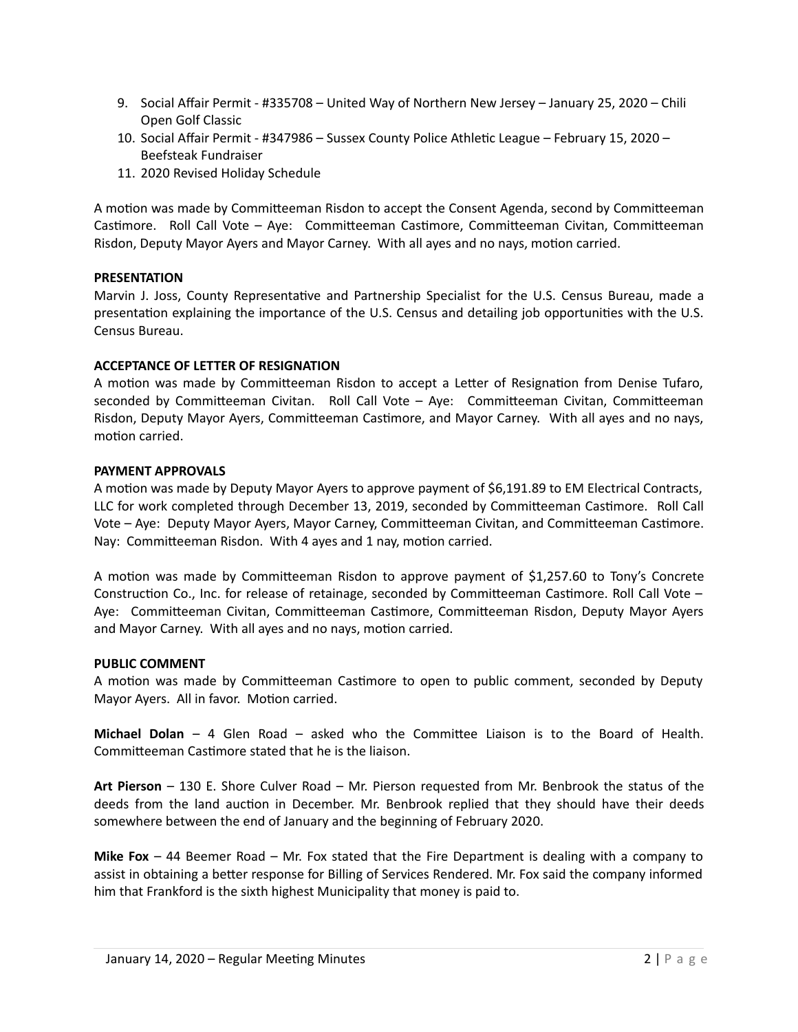9. Social Affair Permit - #335708 – United Way of Northern New Jersey – January 25, 2020 – Chili Open Golf Classic
10. Social Affair Permit - #347986 – Sussex County Police Athletic League – February 15, 2020 – Beefsteak Fundraiser
11. 2020 Revised Holiday Schedule

A motion was made by Committeeman Risdon to accept the Consent Agenda, second by Committeeman Castimore. Roll Call Vote – Aye: Committeeman Castimore, Committeeman Civitan, Committeeman Risdon, Deputy Mayor Ayers and Mayor Carney. With all ayes and no nays, motion carried.

**PRESENTATION**

Marvin J. Joss, County Representative and Partnership Specialist for the U.S. Census Bureau, made a presentation explaining the importance of the U.S. Census and detailing job opportunities with the U.S. Census Bureau.

**ACCEPTANCE OF LETTER OF RESIGNATION**

A motion was made by Committeeman Risdon to accept a Letter of Resignation from Denise Tufaro, seconded by Committeeman Civitan. Roll Call Vote – Aye: Committeeman Civitan, Committeeman Risdon, Deputy Mayor Ayers, Committeeman Castimore, and Mayor Carney. With all ayes and no nays, motion carried.

**PAYMENT APPROVALS**

A motion was made by Deputy Mayor Ayers to approve payment of $6,191.89 to EM Electrical Contracts, LLC for work completed through December 13, 2019, seconded by Committeeman Castimore. Roll Call Vote – Aye: Deputy Mayor Ayers, Mayor Carney, Committeeman Civitan, and Committeeman Castimore. Nay: Committeeman Risdon. With 4 ayes and 1 nay, motion carried.

A motion was made by Committeeman Risdon to approve payment of $1,257.60 to Tony's Concrete Construction Co., Inc. for release of retainage, seconded by Committeeman Castimore. Roll Call Vote – Aye: Committeeman Civitan, Committeeman Castimore, Committeeman Risdon, Deputy Mayor Ayers and Mayor Carney. With all ayes and no nays, motion carried.

**PUBLIC COMMENT**

A motion was made by Committeeman Castimore to open to public comment, seconded by Deputy Mayor Ayers. All in favor. Motion carried.

**Michael Dolan** – 4 Glen Road – asked who the Committee Liaison is to the Board of Health. Committeeman Castimore stated that he is the liaison.

**Art Pierson** – 130 E. Shore Culver Road – Mr. Pierson requested from Mr. Benbrook the status of the deeds from the land auction in December. Mr. Benbrook replied that they should have their deeds somewhere between the end of January and the beginning of February 2020.

**Mike Fox** – 44 Beemer Road – Mr. Fox stated that the Fire Department is dealing with a company to assist in obtaining a better response for Billing of Services Rendered. Mr. Fox said the company informed him that Frankford is the sixth highest Municipality that money is paid to.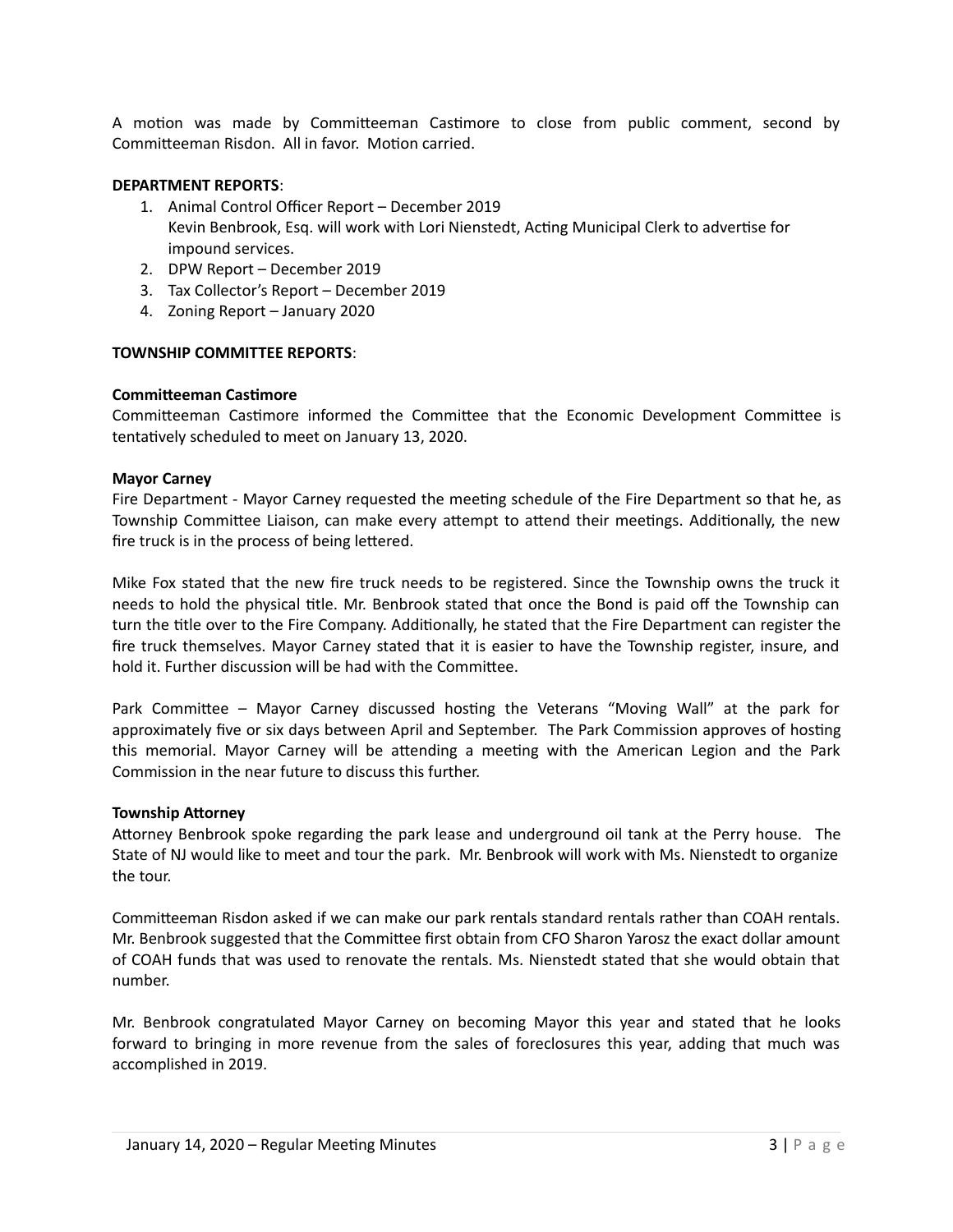A motion was made by Committeeman Castimore to close from public comment, second by Committeeman Risdon. All in favor. Motion carried.

**DEPARTMENT REPORTS**:

1. Animal Control Officer Report – December 2019
   Kevin Benbrook, Esq. will work with Lori Nienstedt, Acting Municipal Clerk to advertise for impound services.
2. DPW Report – December 2019
3. Tax Collector's Report – December 2019
4. Zoning Report – January 2020

**TOWNSHIP COMMITTEE REPORTS**:

**Committeeman Castimore**
Committeeman Castimore informed the Committee that the Economic Development Committee is tentatively scheduled to meet on January 13, 2020.

**Mayor Carney**
Fire Department - Mayor Carney requested the meeting schedule of the Fire Department so that he, as Township Committee Liaison, can make every attempt to attend their meetings. Additionally, the new fire truck is in the process of being lettered.

Mike Fox stated that the new fire truck needs to be registered. Since the Township owns the truck it needs to hold the physical title. Mr. Benbrook stated that once the Bond is paid off the Township can turn the title over to the Fire Company. Additionally, he stated that the Fire Department can register the fire truck themselves. Mayor Carney stated that it is easier to have the Township register, insure, and hold it. Further discussion will be had with the Committee.

Park Committee – Mayor Carney discussed hosting the Veterans "Moving Wall" at the park for approximately five or six days between April and September. The Park Commission approves of hosting this memorial. Mayor Carney will be attending a meeting with the American Legion and the Park Commission in the near future to discuss this further.

**Township Attorney**
Attorney Benbrook spoke regarding the park lease and underground oil tank at the Perry house. The State of NJ would like to meet and tour the park. Mr. Benbrook will work with Ms. Nienstedt to organize the tour.

Committeeman Risdon asked if we can make our park rentals standard rentals rather than COAH rentals. Mr. Benbrook suggested that the Committee first obtain from CFO Sharon Yarosz the exact dollar amount of COAH funds that was used to renovate the rentals. Ms. Nienstedt stated that she would obtain that number.

Mr. Benbrook congratulated Mayor Carney on becoming Mayor this year and stated that he looks forward to bringing in more revenue from the sales of foreclosures this year, adding that much was accomplished in 2019.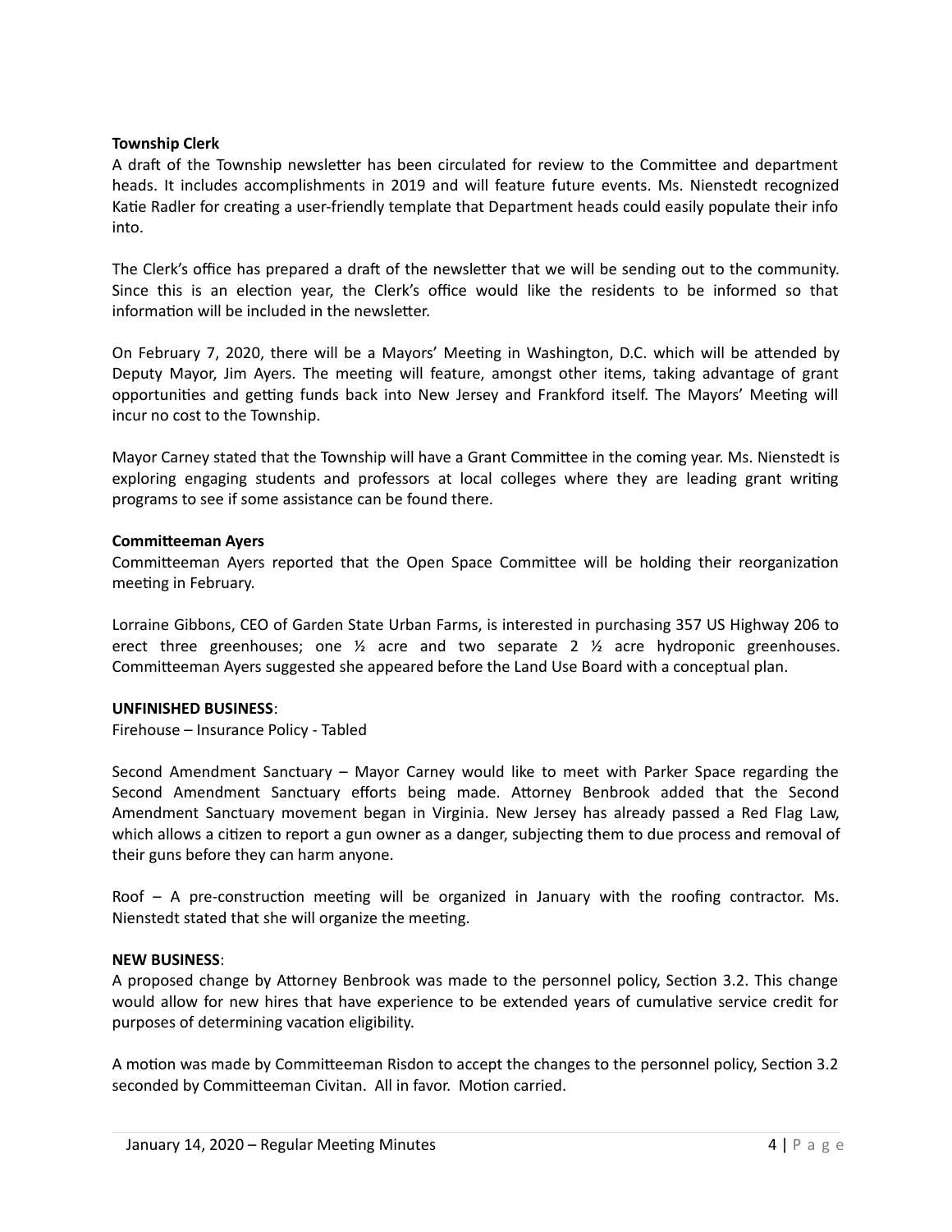**Township Clerk**

A draft of the Township newsletter has been circulated for review to the Committee and department heads. It includes accomplishments in 2019 and will feature future events. Ms. Nienstedt recognized Katie Radler for creating a user-friendly template that Department heads could easily populate their info into.

The Clerk's office has prepared a draft of the newsletter that we will be sending out to the community. Since this is an election year, the Clerk's office would like the residents to be informed so that information will be included in the newsletter.

On February 7, 2020, there will be a Mayors' Meeting in Washington, D.C. which will be attended by Deputy Mayor, Jim Ayers. The meeting will feature, amongst other items, taking advantage of grant opportunities and getting funds back into New Jersey and Frankford itself. The Mayors' Meeting will incur no cost to the Township.

Mayor Carney stated that the Township will have a Grant Committee in the coming year. Ms. Nienstedt is exploring engaging students and professors at local colleges where they are leading grant writing programs to see if some assistance can be found there.

**Committeeman Ayers**

Committeeman Ayers reported that the Open Space Committee will be holding their reorganization meeting in February.

Lorraine Gibbons, CEO of Garden State Urban Farms, is interested in purchasing 357 US Highway 206 to erect three greenhouses; one ½ acre and two separate 2 ½ acre hydroponic greenhouses. Committeeman Ayers suggested she appeared before the Land Use Board with a conceptual plan.

**UNFINISHED BUSINESS**:

Firehouse – Insurance Policy - Tabled

Second Amendment Sanctuary – Mayor Carney would like to meet with Parker Space regarding the Second Amendment Sanctuary efforts being made. Attorney Benbrook added that the Second Amendment Sanctuary movement began in Virginia. New Jersey has already passed a Red Flag Law, which allows a citizen to report a gun owner as a danger, subjecting them to due process and removal of their guns before they can harm anyone.

Roof – A pre-construction meeting will be organized in January with the roofing contractor. Ms. Nienstedt stated that she will organize the meeting.

**NEW BUSINESS**:

A proposed change by Attorney Benbrook was made to the personnel policy, Section 3.2. This change would allow for new hires that have experience to be extended years of cumulative service credit for purposes of determining vacation eligibility.

A motion was made by Committeeman Risdon to accept the changes to the personnel policy, Section 3.2 seconded by Committeeman Civitan. All in favor. Motion carried.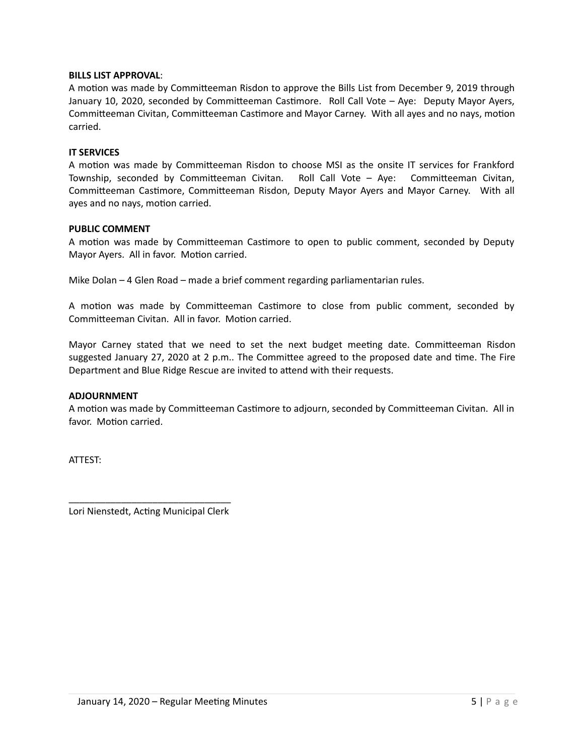**BILLS LIST APPROVAL**:

A motion was made by Committeeman Risdon to approve the Bills List from December 9, 2019 through January 10, 2020, seconded by Committeeman Castimore. Roll Call Vote – Aye: Deputy Mayor Ayers, Committeeman Civitan, Committeeman Castimore and Mayor Carney. With all ayes and no nays, motion carried.

**IT SERVICES**

A motion was made by Committeeman Risdon to choose MSI as the onsite IT services for Frankford Township, seconded by Committeeman Civitan. Roll Call Vote – Aye: Committeeman Civitan, Committeeman Castimore, Committeeman Risdon, Deputy Mayor Ayers and Mayor Carney. With all ayes and no nays, motion carried.

**PUBLIC COMMENT**

A motion was made by Committeeman Castimore to open to public comment, seconded by Deputy Mayor Ayers. All in favor. Motion carried.

Mike Dolan – 4 Glen Road – made a brief comment regarding parliamentarian rules.

A motion was made by Committeeman Castimore to close from public comment, seconded by Committeeman Civitan. All in favor. Motion carried.

Mayor Carney stated that we need to set the next budget meeting date. Committeeman Risdon suggested January 27, 2020 at 2 p.m.. The Committee agreed to the proposed date and time. The Fire Department and Blue Ridge Rescue are invited to attend with their requests.

**ADJOURNMENT**

A motion was made by Committeeman Castimore to adjourn, seconded by Committeeman Civitan. All in favor. Motion carried.

ATTEST:

_______________________________

Lori Nienstedt, Acting Municipal Clerk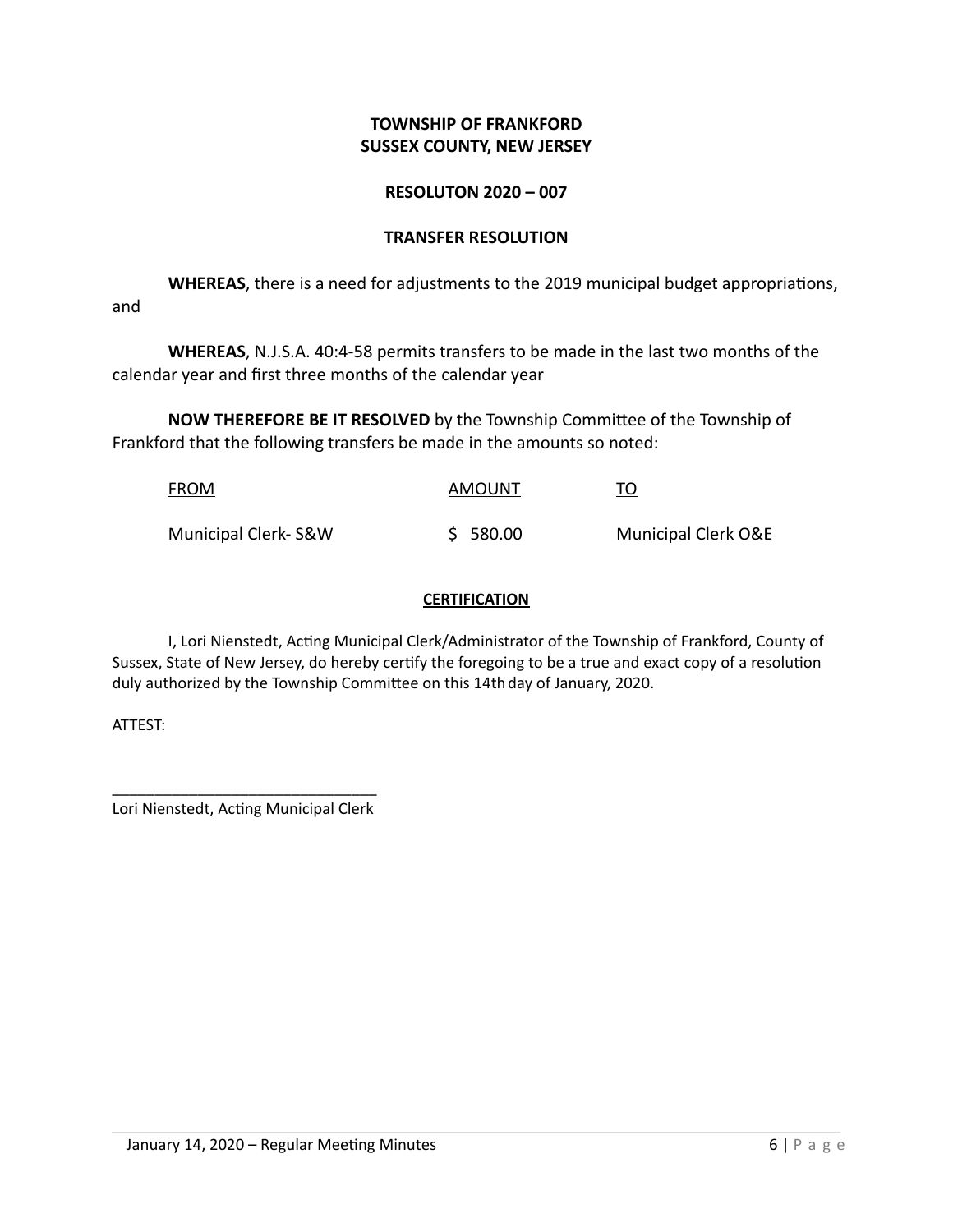**TOWNSHIP OF FRANKFORD**
**SUSSEX COUNTY, NEW JERSEY**

**RESOLUTON 2020 – 007**

**TRANSFER RESOLUTION**

**WHEREAS**, there is a need for adjustments to the 2019 municipal budget appropriations, and

**WHEREAS**, N.J.S.A. 40:4-58 permits transfers to be made in the last two months of the calendar year and first three months of the calendar year

**NOW THEREFORE BE IT RESOLVED** by the Township Committee of the Township of Frankford that the following transfers be made in the amounts so noted:

| FROM | AMOUNT | TO |
|---|---|---|
| Municipal Clerk- S&W | $ 580.00 | Municipal Clerk O&E |

**CERTIFICATION**

I, Lori Nienstedt, Acting Municipal Clerk/Administrator of the Township of Frankford, County of Sussex, State of New Jersey, do hereby certify the foregoing to be a true and exact copy of a resolution duly authorized by the Township Committee on this 14th day of January, 2020.

ATTEST:

_______________________________
Lori Nienstedt, Acting Municipal Clerk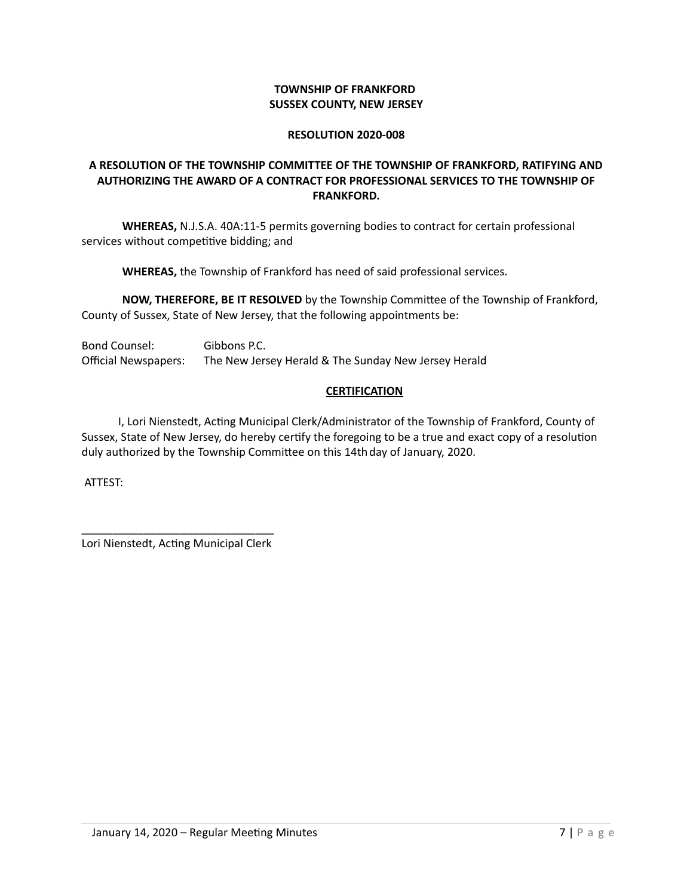**TOWNSHIP OF FRANKFORD**
**SUSSEX COUNTY, NEW JERSEY**

**RESOLUTION 2020-008**

**A RESOLUTION OF THE TOWNSHIP COMMITTEE OF THE TOWNSHIP OF FRANKFORD, RATIFYING AND AUTHORIZING THE AWARD OF A CONTRACT FOR PROFESSIONAL SERVICES TO THE TOWNSHIP OF FRANKFORD.**

**WHEREAS,** N.J.S.A. 40A:11-5 permits governing bodies to contract for certain professional services without competitive bidding; and

**WHEREAS,** the Township of Frankford has need of said professional services.

**NOW, THEREFORE, BE IT RESOLVED** by the Township Committee of the Township of Frankford, County of Sussex, State of New Jersey, that the following appointments be:

| | |
|---|---|
| Bond Counsel: | Gibbons P.C. |
| Official Newspapers: | The New Jersey Herald & The Sunday New Jersey Herald |

**CERTIFICATION**

I, Lori Nienstedt, Acting Municipal Clerk/Administrator of the Township of Frankford, County of Sussex, State of New Jersey, do hereby certify the foregoing to be a true and exact copy of a resolution duly authorized by the Township Committee on this 14th day of January, 2020.

ATTEST:

_______________________________
Lori Nienstedt, Acting Municipal Clerk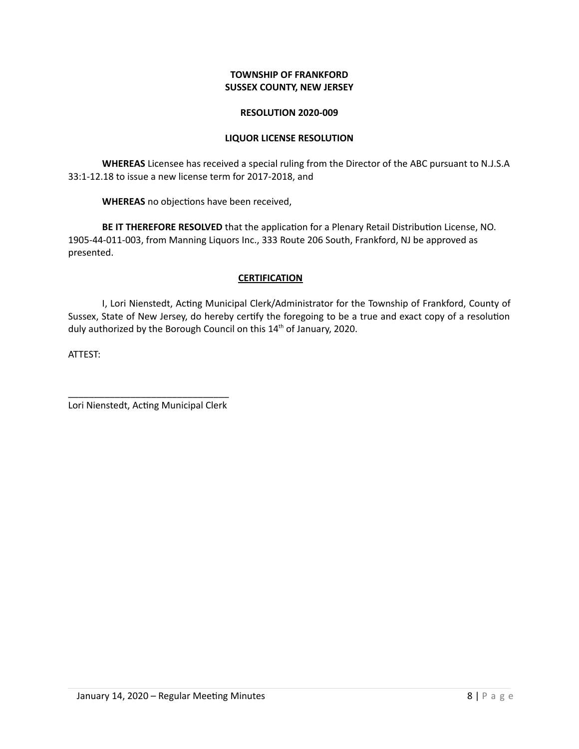**TOWNSHIP OF FRANKFORD**
**SUSSEX COUNTY, NEW JERSEY**

**RESOLUTION 2020-009**

**LIQUOR LICENSE RESOLUTION**

**WHEREAS** Licensee has received a special ruling from the Director of the ABC pursuant to N.J.S.A 33:1-12.18 to issue a new license term for 2017-2018, and

**WHEREAS** no objections have been received,

**BE IT THEREFORE RESOLVED** that the application for a Plenary Retail Distribution License, NO. 1905-44-011-003, from Manning Liquors Inc., 333 Route 206 South, Frankford, NJ be approved as presented.

**CERTIFICATION**

I, Lori Nienstedt, Acting Municipal Clerk/Administrator for the Township of Frankford, County of Sussex, State of New Jersey, do hereby certify the foregoing to be a true and exact copy of a resolution duly authorized by the Borough Council on this 14th of January, 2020.

ATTEST:

_______________________________
Lori Nienstedt, Acting Municipal Clerk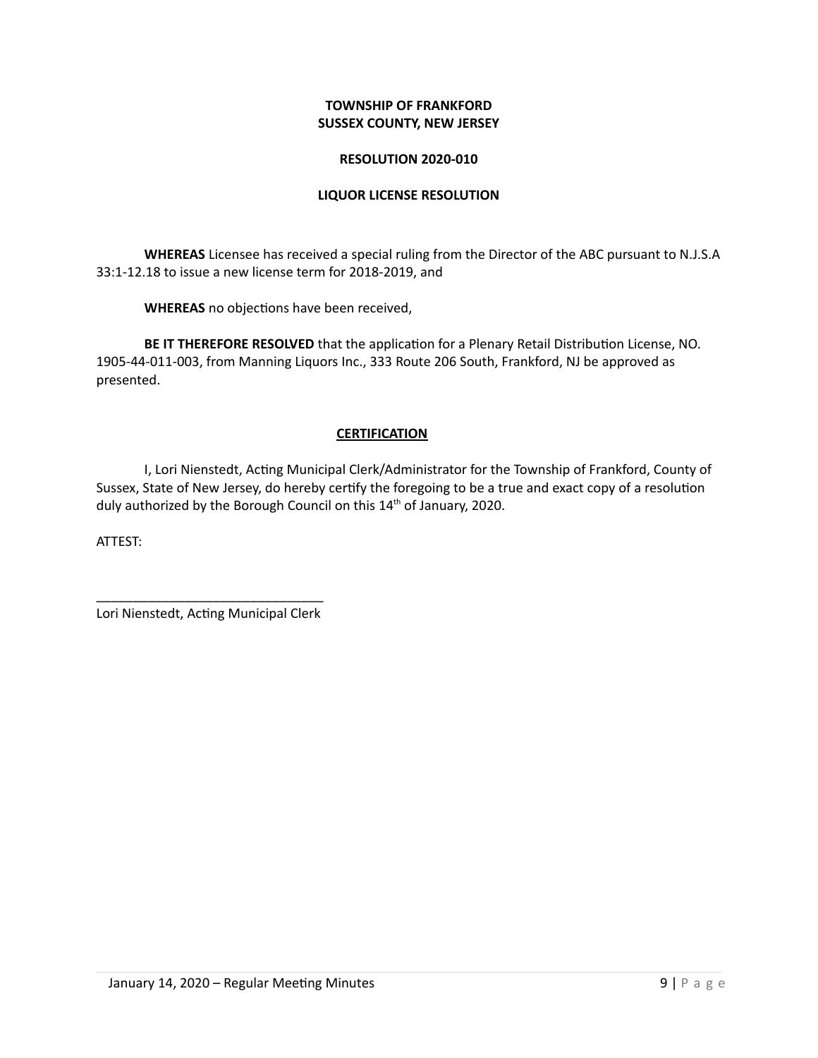**TOWNSHIP OF FRANKFORD**
**SUSSEX COUNTY, NEW JERSEY**

**RESOLUTION 2020-010**

**LIQUOR LICENSE RESOLUTION**

**WHEREAS** Licensee has received a special ruling from the Director of the ABC pursuant to N.J.S.A 33:1-12.18 to issue a new license term for 2018-2019, and

**WHEREAS** no objections have been received,

**BE IT THEREFORE RESOLVED** that the application for a Plenary Retail Distribution License, NO. 1905-44-011-003, from Manning Liquors Inc., 333 Route 206 South, Frankford, NJ be approved as presented.

**CERTIFICATION**

I, Lori Nienstedt, Acting Municipal Clerk/Administrator for the Township of Frankford, County of Sussex, State of New Jersey, do hereby certify the foregoing to be a true and exact copy of a resolution duly authorized by the Borough Council on this 14th of January, 2020.

ATTEST:

_______________________________
Lori Nienstedt, Acting Municipal Clerk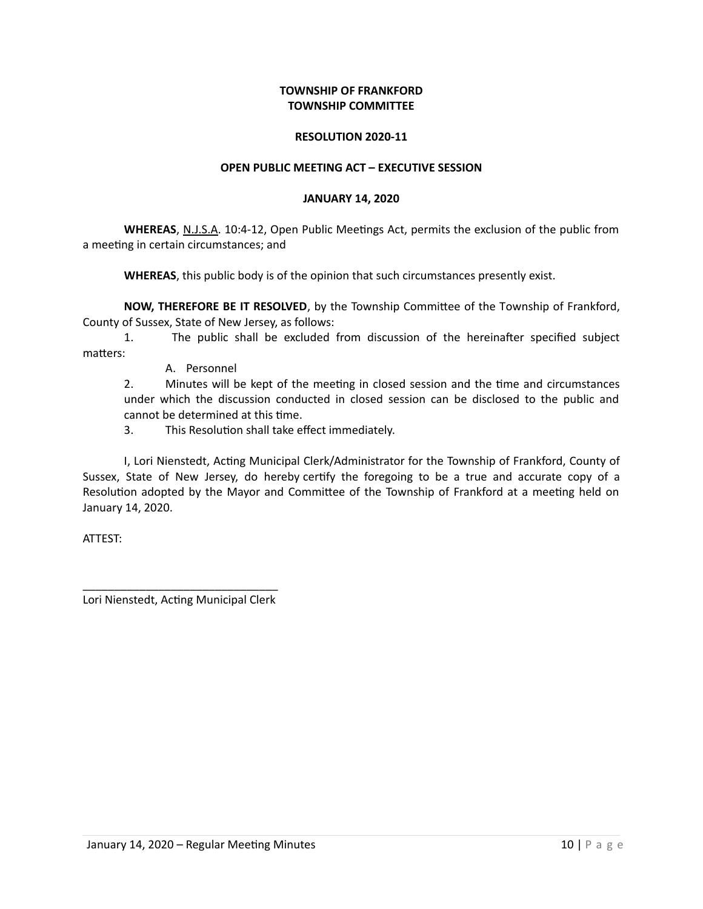**TOWNSHIP OF FRANKFORD**
**TOWNSHIP COMMITTEE**

**RESOLUTION 2020-11**

**OPEN PUBLIC MEETING ACT – EXECUTIVE SESSION**

**JANUARY 14, 2020**

**WHEREAS**, N.J.S.A. 10:4-12, Open Public Meetings Act, permits the exclusion of the public from a meeting in certain circumstances; and

**WHEREAS**, this public body is of the opinion that such circumstances presently exist.

**NOW, THEREFORE BE IT RESOLVED**, by the Township Committee of the Township of Frankford, County of Sussex, State of New Jersey, as follows:

1. The public shall be excluded from discussion of the hereinafter specified subject matters:
   A. Personnel
2. Minutes will be kept of the meeting in closed session and the time and circumstances under which the discussion conducted in closed session can be disclosed to the public and cannot be determined at this time.
3. This Resolution shall take effect immediately.

I, Lori Nienstedt, Acting Municipal Clerk/Administrator for the Township of Frankford, County of Sussex, State of New Jersey, do hereby certify the foregoing to be a true and accurate copy of a Resolution adopted by the Mayor and Committee of the Township of Frankford at a meeting held on January 14, 2020.

ATTEST:

_______________________________
Lori Nienstedt, Acting Municipal Clerk